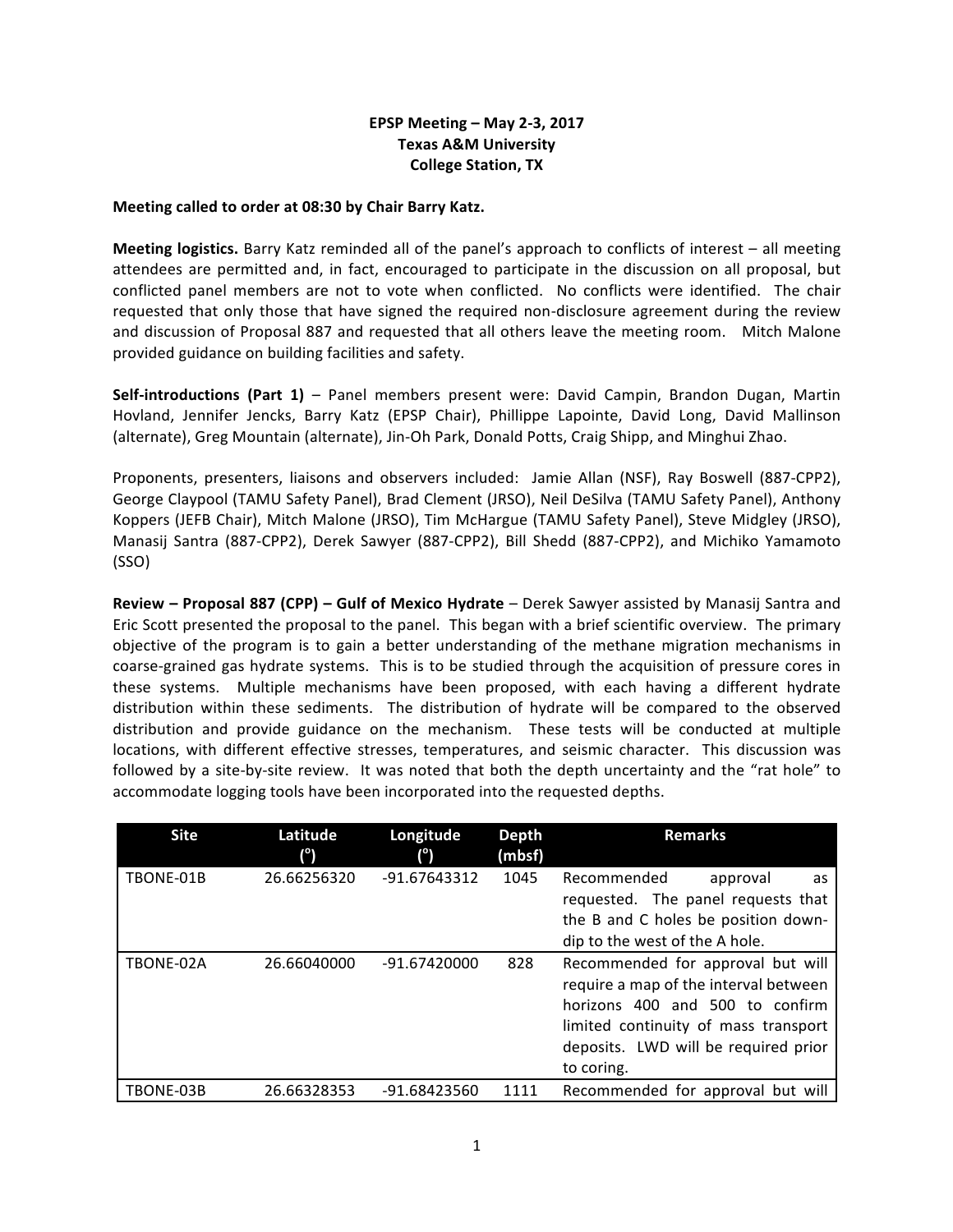# EPSP Meeting – May 2-3, 2017
## Texas A&M University
## College Station, TX

**Meeting called to order at 08:30 by Chair Barry Katz.**

**Meeting logistics.** Barry Katz reminded all of the panel's approach to conflicts of interest – all meeting attendees are permitted and, in fact, encouraged to participate in the discussion on all proposal, but conflicted panel members are not to vote when conflicted. No conflicts were identified. The chair requested that only those that have signed the required non-disclosure agreement during the review and discussion of Proposal 887 and requested that all others leave the meeting room. Mitch Malone provided guidance on building facilities and safety.

**Self-introductions (Part 1)** – Panel members present were: David Campin, Brandon Dugan, Martin Hovland, Jennifer Jencks, Barry Katz (EPSP Chair), Phillippe Lapointe, David Long, David Mallinson (alternate), Greg Mountain (alternate), Jin-Oh Park, Donald Potts, Craig Shipp, and Minghui Zhao.

Proponents, presenters, liaisons and observers included: Jamie Allan (NSF), Ray Boswell (887-CPP2), George Claypool (TAMU Safety Panel), Brad Clement (JRSO), Neil DeSilva (TAMU Safety Panel), Anthony Koppers (JEFB Chair), Mitch Malone (JRSO), Tim McHargue (TAMU Safety Panel), Steve Midgley (JRSO), Manasij Santra (887-CPP2), Derek Sawyer (887-CPP2), Bill Shedd (887-CPP2), and Michiko Yamamoto (SSO)

**Review – Proposal 887 (CPP) – Gulf of Mexico Hydrate** – Derek Sawyer assisted by Manasij Santra and Eric Scott presented the proposal to the panel. This began with a brief scientific overview. The primary objective of the program is to gain a better understanding of the methane migration mechanisms in coarse-grained gas hydrate systems. This is to be studied through the acquisition of pressure cores in these systems. Multiple mechanisms have been proposed, with each having a different hydrate distribution within these sediments. The distribution of hydrate will be compared to the observed distribution and provide guidance on the mechanism. These tests will be conducted at multiple locations, with different effective stresses, temperatures, and seismic character. This discussion was followed by a site-by-site review. It was noted that both the depth uncertainty and the "rat hole" to accommodate logging tools have been incorporated into the requested depths.

| Site | Latitude (°) | Longitude (°) | Depth (mbsf) | Remarks |
|---|---|---|---|---|
| TBONE-01B | 26.66256320 | -91.67643312 | 1045 | Recommended approval as requested. The panel requests that the B and C holes be position down-dip to the west of the A hole. |
| TBONE-02A | 26.66040000 | -91.67420000 | 828 | Recommended for approval but will require a map of the interval between horizons 400 and 500 to confirm limited continuity of mass transport deposits. LWD will be required prior to coring. |
| TBONE-03B | 26.66328353 | -91.68423560 | 1111 | Recommended for approval but will |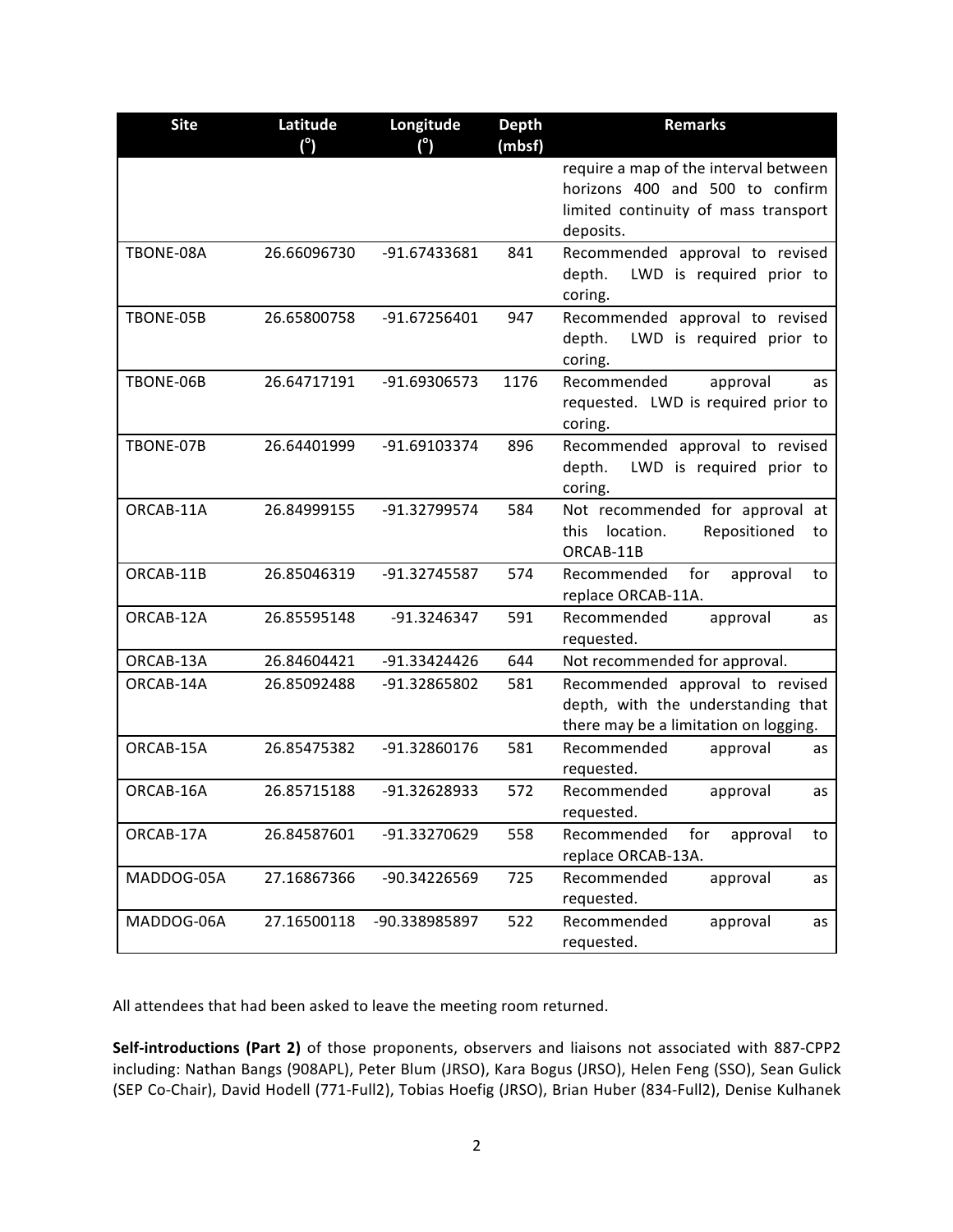| Site | Latitude (°) | Longitude (°) | Depth (mbsf) | Remarks |
|---|---|---|---|---|
| | | | | require a map of the interval between horizons 400 and 500 to confirm limited continuity of mass transport deposits. |
| TBONE-08A | 26.66096730 | -91.67433681 | 841 | Recommended approval to revised depth. LWD is required prior to coring. |
| TBONE-05B | 26.65800758 | -91.67256401 | 947 | Recommended approval to revised depth. LWD is required prior to coring. |
| TBONE-06B | 26.64717191 | -91.69306573 | 1176 | Recommended approval as requested. LWD is required prior to coring. |
| TBONE-07B | 26.64401999 | -91.69103374 | 896 | Recommended approval to revised depth. LWD is required prior to coring. |
| ORCAB-11A | 26.84999155 | -91.32799574 | 584 | Not recommended for approval at this location. Repositioned to ORCAB-11B |
| ORCAB-11B | 26.85046319 | -91.32745587 | 574 | Recommended for approval to replace ORCAB-11A. |
| ORCAB-12A | 26.85595148 | -91.3246347 | 591 | Recommended approval as requested. |
| ORCAB-13A | 26.84604421 | -91.33424426 | 644 | Not recommended for approval. |
| ORCAB-14A | 26.85092488 | -91.32865802 | 581 | Recommended approval to revised depth, with the understanding that there may be a limitation on logging. |
| ORCAB-15A | 26.85475382 | -91.32860176 | 581 | Recommended approval as requested. |
| ORCAB-16A | 26.85715188 | -91.32628933 | 572 | Recommended approval as requested. |
| ORCAB-17A | 26.84587601 | -91.33270629 | 558 | Recommended for approval to replace ORCAB-13A. |
| MADDOG-05A | 27.16867366 | -90.34226569 | 725 | Recommended approval as requested. |
| MADDOG-06A | 27.16500118 | -90.338985897 | 522 | Recommended approval as requested. |

All attendees that had been asked to leave the meeting room returned.

**Self-introductions (Part 2)** of those proponents, observers and liaisons not associated with 887-CPP2 including: Nathan Bangs (908APL), Peter Blum (JRSO), Kara Bogus (JRSO), Helen Feng (SSO), Sean Gulick (SEP Co-Chair), David Hodell (771-Full2), Tobias Hoefig (JRSO), Brian Huber (834-Full2), Denise Kulhanek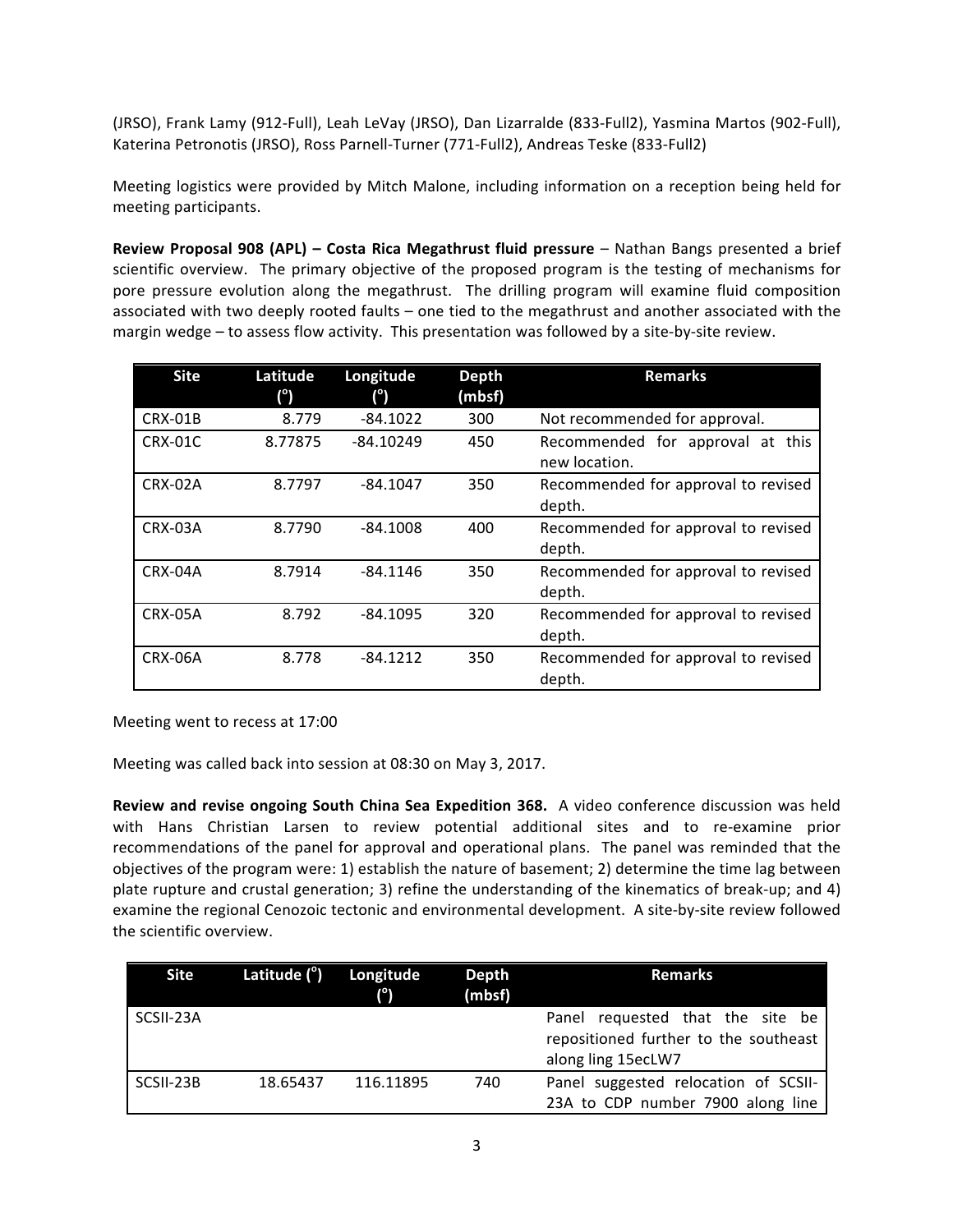(JRSO), Frank Lamy (912-Full), Leah LeVay (JRSO), Dan Lizarralde (833-Full2), Yasmina Martos (902-Full), Katerina Petronotis (JRSO), Ross Parnell-Turner (771-Full2), Andreas Teske (833-Full2)

Meeting logistics were provided by Mitch Malone, including information on a reception being held for meeting participants.

**Review Proposal 908 (APL) – Costa Rica Megathrust fluid pressure** – Nathan Bangs presented a brief scientific overview. The primary objective of the proposed program is the testing of mechanisms for pore pressure evolution along the megathrust. The drilling program will examine fluid composition associated with two deeply rooted faults – one tied to the megathrust and another associated with the margin wedge – to assess flow activity. This presentation was followed by a site-by-site review.

| Site | Latitude (°) | Longitude (°) | Depth (mbsf) | Remarks |
|---|---|---|---|---|
| CRX-01B | 8.779 | -84.1022 | 300 | Not recommended for approval. |
| CRX-01C | 8.77875 | -84.10249 | 450 | Recommended for approval at this new location. |
| CRX-02A | 8.7797 | -84.1047 | 350 | Recommended for approval to revised depth. |
| CRX-03A | 8.7790 | -84.1008 | 400 | Recommended for approval to revised depth. |
| CRX-04A | 8.7914 | -84.1146 | 350 | Recommended for approval to revised depth. |
| CRX-05A | 8.792 | -84.1095 | 320 | Recommended for approval to revised depth. |
| CRX-06A | 8.778 | -84.1212 | 350 | Recommended for approval to revised depth. |

Meeting went to recess at 17:00

Meeting was called back into session at 08:30 on May 3, 2017.

**Review and revise ongoing South China Sea Expedition 368.** A video conference discussion was held with Hans Christian Larsen to review potential additional sites and to re-examine prior recommendations of the panel for approval and operational plans. The panel was reminded that the objectives of the program were: 1) establish the nature of basement; 2) determine the time lag between plate rupture and crustal generation; 3) refine the understanding of the kinematics of break-up; and 4) examine the regional Cenozoic tectonic and environmental development. A site-by-site review followed the scientific overview.

| Site | Latitude (°) | Longitude (°) | Depth (mbsf) | Remarks |
|---|---|---|---|---|
| SCSII-23A | | | | Panel requested that the site be repositioned further to the southeast along ling 15ecLW7 |
| SCSII-23B | 18.65437 | 116.11895 | 740 | Panel suggested relocation of SCSII-23A to CDP number 7900 along line |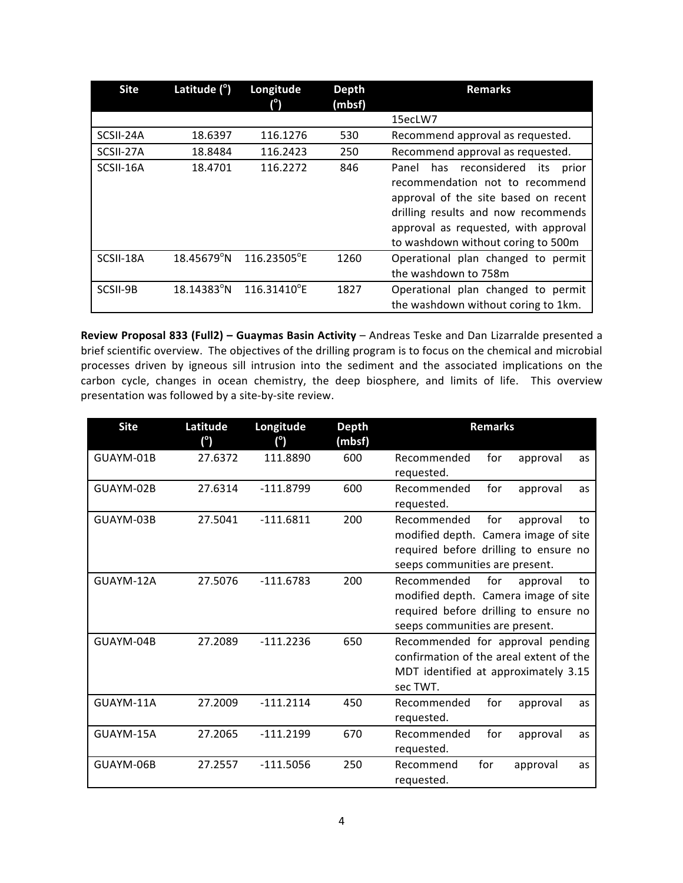| Site | Latitude (°) | Longitude (°) | Depth (mbsf) | Remarks |
|---|---|---|---|---|
| | | | | 15ecLW7 |
| SCSII-24A | 18.6397 | 116.1276 | 530 | Recommend approval as requested. |
| SCSII-27A | 18.8484 | 116.2423 | 250 | Recommend approval as requested. |
| SCSII-16A | 18.4701 | 116.2272 | 846 | Panel has reconsidered its prior recommendation not to recommend approval of the site based on recent drilling results and now recommends approval as requested, with approval to washdown without coring to 500m |
| SCSII-18A | 18.45679°N | 116.23505°E | 1260 | Operational plan changed to permit the washdown to 758m |
| SCSII-9B | 18.14383°N | 116.31410°E | 1827 | Operational plan changed to permit the washdown without coring to 1km. |

**Review Proposal 833 (Full2) – Guaymas Basin Activity** – Andreas Teske and Dan Lizarralde presented a brief scientific overview. The objectives of the drilling program is to focus on the chemical and microbial processes driven by igneous sill intrusion into the sediment and the associated implications on the carbon cycle, changes in ocean chemistry, the deep biosphere, and limits of life. This overview presentation was followed by a site-by-site review.

| Site | Latitude (°) | Longitude (°) | Depth (mbsf) | Remarks |
|---|---|---|---|---|
| GUAYM-01B | 27.6372 | 111.8890 | 600 | Recommended for approval as requested. |
| GUAYM-02B | 27.6314 | -111.8799 | 600 | Recommended for approval as requested. |
| GUAYM-03B | 27.5041 | -111.6811 | 200 | Recommended for approval to modified depth. Camera image of site required before drilling to ensure no seeps communities are present. |
| GUAYM-12A | 27.5076 | -111.6783 | 200 | Recommended for approval to modified depth. Camera image of site required before drilling to ensure no seeps communities are present. |
| GUAYM-04B | 27.2089 | -111.2236 | 650 | Recommended for approval pending confirmation of the areal extent of the MDT identified at approximately 3.15 sec TWT. |
| GUAYM-11A | 27.2009 | -111.2114 | 450 | Recommended for approval as requested. |
| GUAYM-15A | 27.2065 | -111.2199 | 670 | Recommended for approval as requested. |
| GUAYM-06B | 27.2557 | -111.5056 | 250 | Recommend for approval as requested. |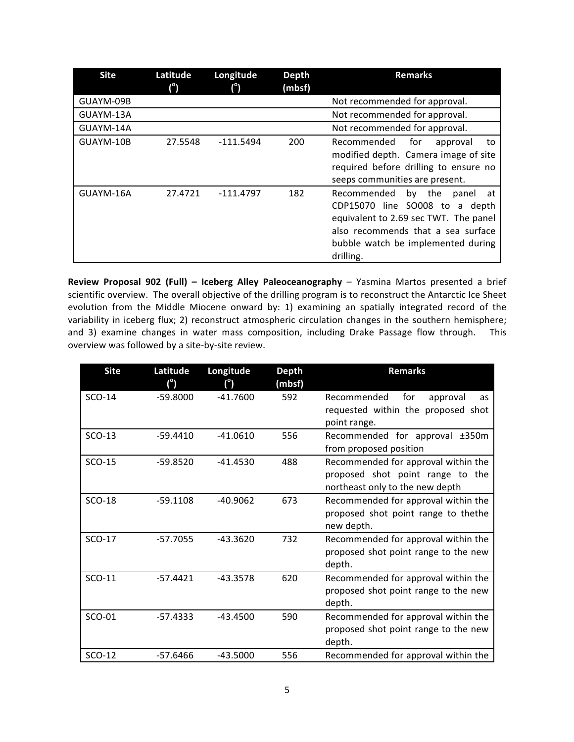| Site | Latitude (°) | Longitude (°) | Depth (mbsf) | Remarks |
|---|---|---|---|---|
| GUAYM-09B | | | | Not recommended for approval. |
| GUAYM-13A | | | | Not recommended for approval. |
| GUAYM-14A | | | | Not recommended for approval. |
| GUAYM-10B | 27.5548 | -111.5494 | 200 | Recommended for approval to modified depth. Camera image of site required before drilling to ensure no seeps communities are present. |
| GUAYM-16A | 27.4721 | -111.4797 | 182 | Recommended by the panel at CDP15070 line SO008 to a depth equivalent to 2.69 sec TWT. The panel also recommends that a sea surface bubble watch be implemented during drilling. |

**Review Proposal 902 (Full) – Iceberg Alley Paleoceanography** – Yasmina Martos presented a brief scientific overview. The overall objective of the drilling program is to reconstruct the Antarctic Ice Sheet evolution from the Middle Miocene onward by: 1) examining an spatially integrated record of the variability in iceberg flux; 2) reconstruct atmospheric circulation changes in the southern hemisphere; and 3) examine changes in water mass composition, including Drake Passage flow through. This overview was followed by a site-by-site review.

| Site | Latitude (°) | Longitude (°) | Depth (mbsf) | Remarks |
|---|---|---|---|---|
| SCO-14 | -59.8000 | -41.7600 | 592 | Recommended for approval as requested within the proposed shot point range. |
| SCO-13 | -59.4410 | -41.0610 | 556 | Recommended for approval ±350m from proposed position |
| SCO-15 | -59.8520 | -41.4530 | 488 | Recommended for approval within the proposed shot point range to the northeast only to the new depth |
| SCO-18 | -59.1108 | -40.9062 | 673 | Recommended for approval within the proposed shot point range to thethe new depth. |
| SCO-17 | -57.7055 | -43.3620 | 732 | Recommended for approval within the proposed shot point range to the new depth. |
| SCO-11 | -57.4421 | -43.3578 | 620 | Recommended for approval within the proposed shot point range to the new depth. |
| SCO-01 | -57.4333 | -43.4500 | 590 | Recommended for approval within the proposed shot point range to the new depth. |
| SCO-12 | -57.6466 | -43.5000 | 556 | Recommended for approval within the |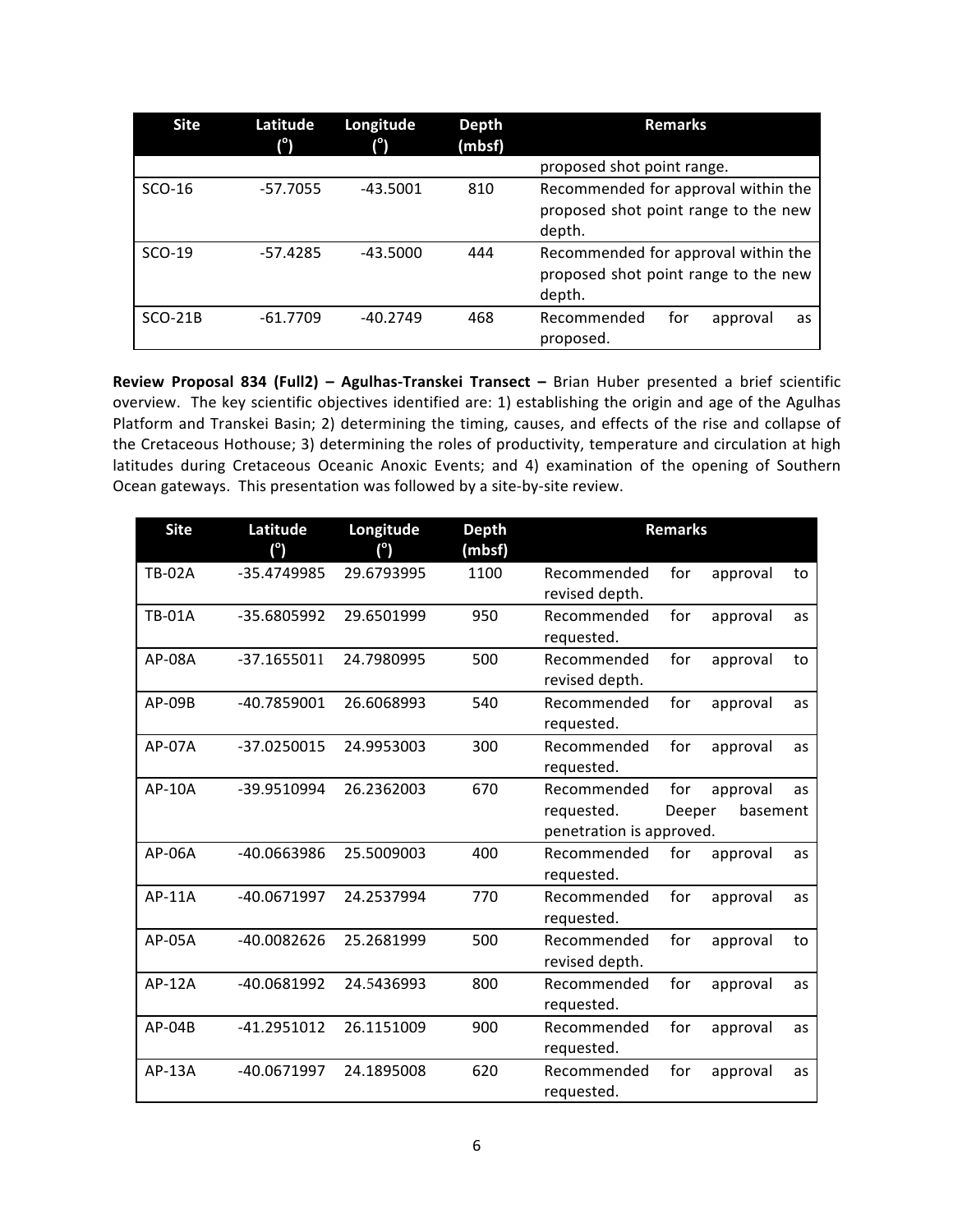| Site | Latitude (°) | Longitude (°) | Depth (mbsf) | Remarks |
|---|---|---|---|---|
| | | | | proposed shot point range. |
| SCO-16 | -57.7055 | -43.5001 | 810 | Recommended for approval within the proposed shot point range to the new depth. |
| SCO-19 | -57.4285 | -43.5000 | 444 | Recommended for approval within the proposed shot point range to the new depth. |
| SCO-21B | -61.7709 | -40.2749 | 468 | Recommended for approval as proposed. |

**Review Proposal 834 (Full2) – Agulhas-Transkei Transect –** Brian Huber presented a brief scientific overview. The key scientific objectives identified are: 1) establishing the origin and age of the Agulhas Platform and Transkei Basin; 2) determining the timing, causes, and effects of the rise and collapse of the Cretaceous Hothouse; 3) determining the roles of productivity, temperature and circulation at high latitudes during Cretaceous Oceanic Anoxic Events; and 4) examination of the opening of Southern Ocean gateways. This presentation was followed by a site-by-site review.

| Site | Latitude (°) | Longitude (°) | Depth (mbsf) | Remarks |
|---|---|---|---|---|
| TB-02A | -35.4749985 | 29.6793995 | 1100 | Recommended for approval to revised depth. |
| TB-01A | -35.6805992 | 29.6501999 | 950 | Recommended for approval as requested. |
| AP-08A | -37.1655011 | 24.7980995 | 500 | Recommended for approval to revised depth. |
| AP-09B | -40.7859001 | 26.6068993 | 540 | Recommended for approval as requested. |
| AP-07A | -37.0250015 | 24.9953003 | 300 | Recommended for approval as requested. |
| AP-10A | -39.9510994 | 26.2362003 | 670 | Recommended for approval as requested. Deeper basement penetration is approved. |
| AP-06A | -40.0663986 | 25.5009003 | 400 | Recommended for approval as requested. |
| AP-11A | -40.0671997 | 24.2537994 | 770 | Recommended for approval as requested. |
| AP-05A | -40.0082626 | 25.2681999 | 500 | Recommended for approval to revised depth. |
| AP-12A | -40.0681992 | 24.5436993 | 800 | Recommended for approval as requested. |
| AP-04B | -41.2951012 | 26.1151009 | 900 | Recommended for approval as requested. |
| AP-13A | -40.0671997 | 24.1895008 | 620 | Recommended for approval as requested. |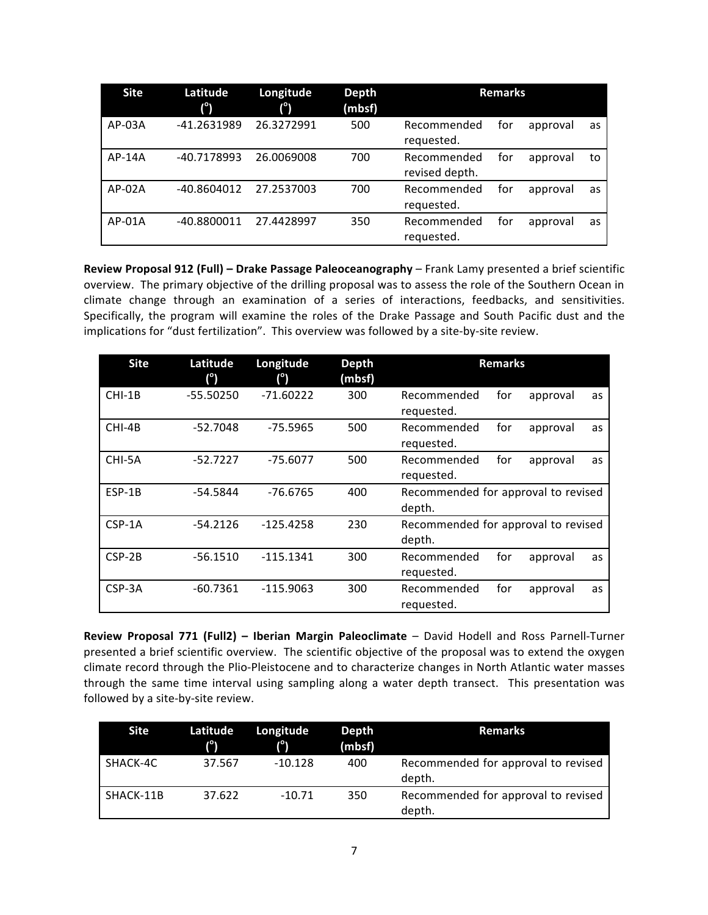| Site | Latitude (°) | Longitude (°) | Depth (mbsf) | Remarks |
|---|---|---|---|---|
| AP-03A | -41.2631989 | 26.3272991 | 500 | Recommended for approval as requested. |
| AP-14A | -40.7178993 | 26.0069008 | 700 | Recommended for approval to revised depth. |
| AP-02A | -40.8604012 | 27.2537003 | 700 | Recommended for approval as requested. |
| AP-01A | -40.8800011 | 27.4428997 | 350 | Recommended for approval as requested. |

**Review Proposal 912 (Full) – Drake Passage Paleoceanography** – Frank Lamy presented a brief scientific overview. The primary objective of the drilling proposal was to assess the role of the Southern Ocean in climate change through an examination of a series of interactions, feedbacks, and sensitivities. Specifically, the program will examine the roles of the Drake Passage and South Pacific dust and the implications for "dust fertilization". This overview was followed by a site-by-site review.

| Site | Latitude (°) | Longitude (°) | Depth (mbsf) | Remarks |
|---|---|---|---|---|
| CHI-1B | -55.50250 | -71.60222 | 300 | Recommended for approval as requested. |
| CHI-4B | -52.7048 | -75.5965 | 500 | Recommended for approval as requested. |
| CHI-5A | -52.7227 | -75.6077 | 500 | Recommended for approval as requested. |
| ESP-1B | -54.5844 | -76.6765 | 400 | Recommended for approval to revised depth. |
| CSP-1A | -54.2126 | -125.4258 | 230 | Recommended for approval to revised depth. |
| CSP-2B | -56.1510 | -115.1341 | 300 | Recommended for approval as requested. |
| CSP-3A | -60.7361 | -115.9063 | 300 | Recommended for approval as requested. |

**Review Proposal 771 (Full2) – Iberian Margin Paleoclimate** – David Hodell and Ross Parnell-Turner presented a brief scientific overview. The scientific objective of the proposal was to extend the oxygen climate record through the Plio-Pleistocene and to characterize changes in North Atlantic water masses through the same time interval using sampling along a water depth transect. This presentation was followed by a site-by-site review.

| Site | Latitude (°) | Longitude (°) | Depth (mbsf) | Remarks |
|---|---|---|---|---|
| SHACK-4C | 37.567 | -10.128 | 400 | Recommended for approval to revised depth. |
| SHACK-11B | 37.622 | -10.71 | 350 | Recommended for approval to revised depth. |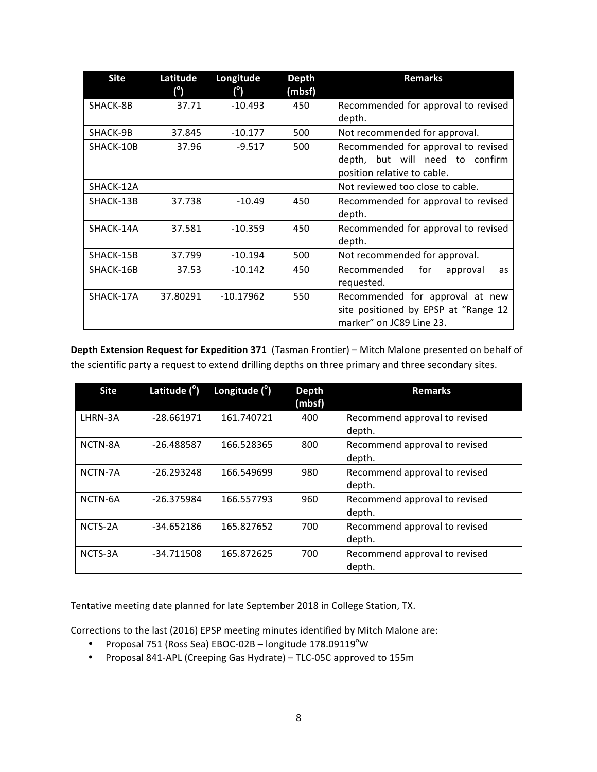| Site | Latitude (°) | Longitude (°) | Depth (mbsf) | Remarks |
|---|---|---|---|---|
| SHACK-8B | 37.71 | -10.493 | 450 | Recommended for approval to revised depth. |
| SHACK-9B | 37.845 | -10.177 | 500 | Not recommended for approval. |
| SHACK-10B | 37.96 | -9.517 | 500 | Recommended for approval to revised depth, but will need to confirm position relative to cable. |
| SHACK-12A | | | | Not reviewed too close to cable. |
| SHACK-13B | 37.738 | -10.49 | 450 | Recommended for approval to revised depth. |
| SHACK-14A | 37.581 | -10.359 | 450 | Recommended for approval to revised depth. |
| SHACK-15B | 37.799 | -10.194 | 500 | Not recommended for approval. |
| SHACK-16B | 37.53 | -10.142 | 450 | Recommended for approval as requested. |
| SHACK-17A | 37.80291 | -10.17962 | 550 | Recommended for approval at new site positioned by EPSP at "Range 12 marker" on JC89 Line 23. |

**Depth Extension Request for Expedition 371** (Tasman Frontier) – Mitch Malone presented on behalf of the scientific party a request to extend drilling depths on three primary and three secondary sites.

| Site | Latitude (°) | Longitude (°) | Depth (mbsf) | Remarks |
|---|---|---|---|---|
| LHRN-3A | -28.661971 | 161.740721 | 400 | Recommend approval to revised depth. |
| NCTN-8A | -26.488587 | 166.528365 | 800 | Recommend approval to revised depth. |
| NCTN-7A | -26.293248 | 166.549699 | 980 | Recommend approval to revised depth. |
| NCTN-6A | -26.375984 | 166.557793 | 960 | Recommend approval to revised depth. |
| NCTS-2A | -34.652186 | 165.827652 | 700 | Recommend approval to revised depth. |
| NCTS-3A | -34.711508 | 165.872625 | 700 | Recommend approval to revised depth. |

Tentative meeting date planned for late September 2018 in College Station, TX.

Corrections to the last (2016) EPSP meeting minutes identified by Mitch Malone are:

- Proposal 751 (Ross Sea) EBOC-02B – longitude 178.09119°W
- Proposal 841-APL (Creeping Gas Hydrate) – TLC-05C approved to 155m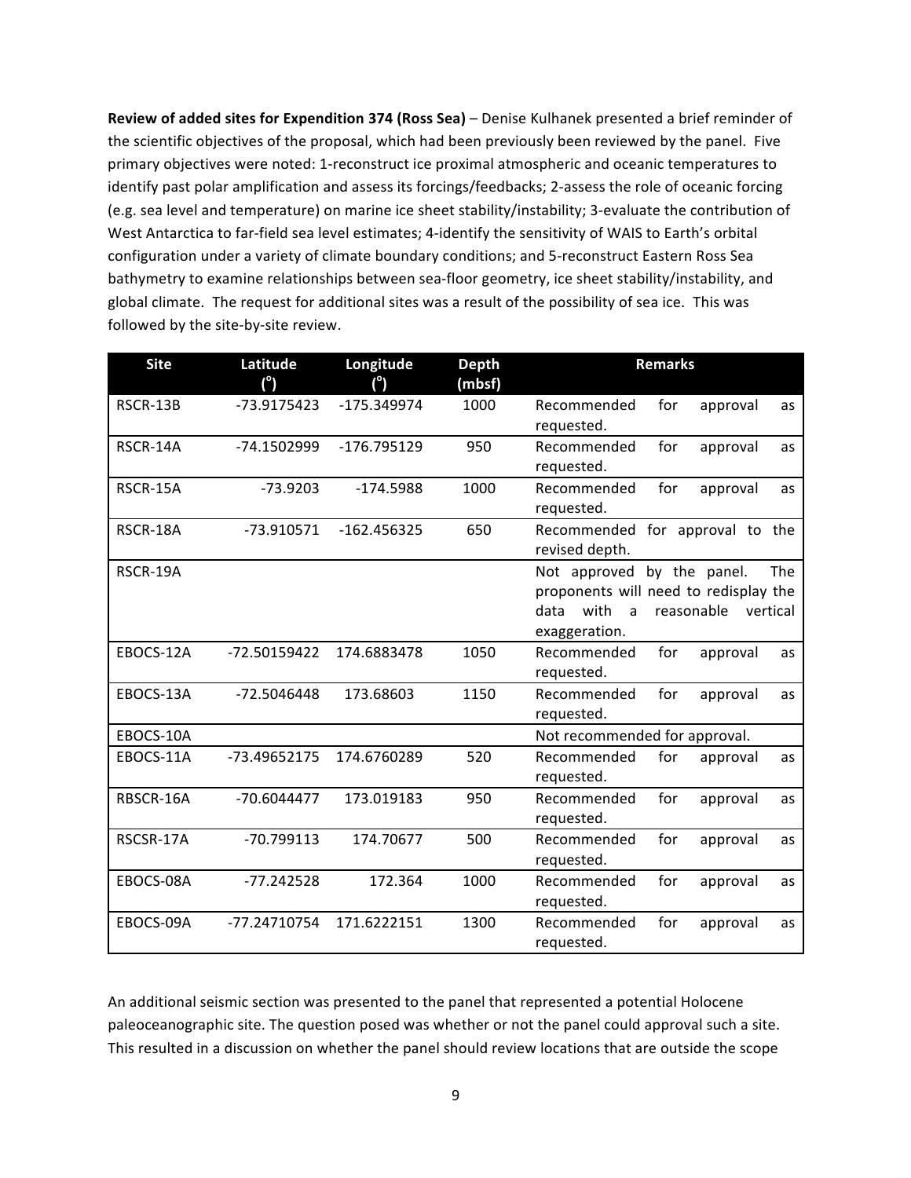**Review of added sites for Expendition 374 (Ross Sea)** – Denise Kulhanek presented a brief reminder of the scientific objectives of the proposal, which had been previously been reviewed by the panel. Five primary objectives were noted: 1-reconstruct ice proximal atmospheric and oceanic temperatures to identify past polar amplification and assess its forcings/feedbacks; 2-assess the role of oceanic forcing (e.g. sea level and temperature) on marine ice sheet stability/instability; 3-evaluate the contribution of West Antarctica to far-field sea level estimates; 4-identify the sensitivity of WAIS to Earth's orbital configuration under a variety of climate boundary conditions; and 5-reconstruct Eastern Ross Sea bathymetry to examine relationships between sea-floor geometry, ice sheet stability/instability, and global climate. The request for additional sites was a result of the possibility of sea ice. This was followed by the site-by-site review.

| Site | Latitude (°) | Longitude (°) | Depth (mbsf) | Remarks |
|---|---|---|---|---|
| RSCR-13B | -73.9175423 | -175.349974 | 1000 | Recommended for approval as requested. |
| RSCR-14A | -74.1502999 | -176.795129 | 950 | Recommended for approval as requested. |
| RSCR-15A | -73.9203 | -174.5988 | 1000 | Recommended for approval as requested. |
| RSCR-18A | -73.910571 | -162.456325 | 650 | Recommended for approval to the revised depth. |
| RSCR-19A | | | | Not approved by the panel. The proponents will need to redisplay the data with a reasonable vertical exaggeration. |
| EBOCS-12A | -72.50159422 | 174.6883478 | 1050 | Recommended for approval as requested. |
| EBOCS-13A | -72.5046448 | 173.68603 | 1150 | Recommended for approval as requested. |
| EBOCS-10A | | | | Not recommended for approval. |
| EBOCS-11A | -73.49652175 | 174.6760289 | 520 | Recommended for approval as requested. |
| RBSCR-16A | -70.6044477 | 173.019183 | 950 | Recommended for approval as requested. |
| RSCSR-17A | -70.799113 | 174.70677 | 500 | Recommended for approval as requested. |
| EBOCS-08A | -77.242528 | 172.364 | 1000 | Recommended for approval as requested. |
| EBOCS-09A | -77.24710754 | 171.6222151 | 1300 | Recommended for approval as requested. |

An additional seismic section was presented to the panel that represented a potential Holocene paleoceanographic site. The question posed was whether or not the panel could approval such a site. This resulted in a discussion on whether the panel should review locations that are outside the scope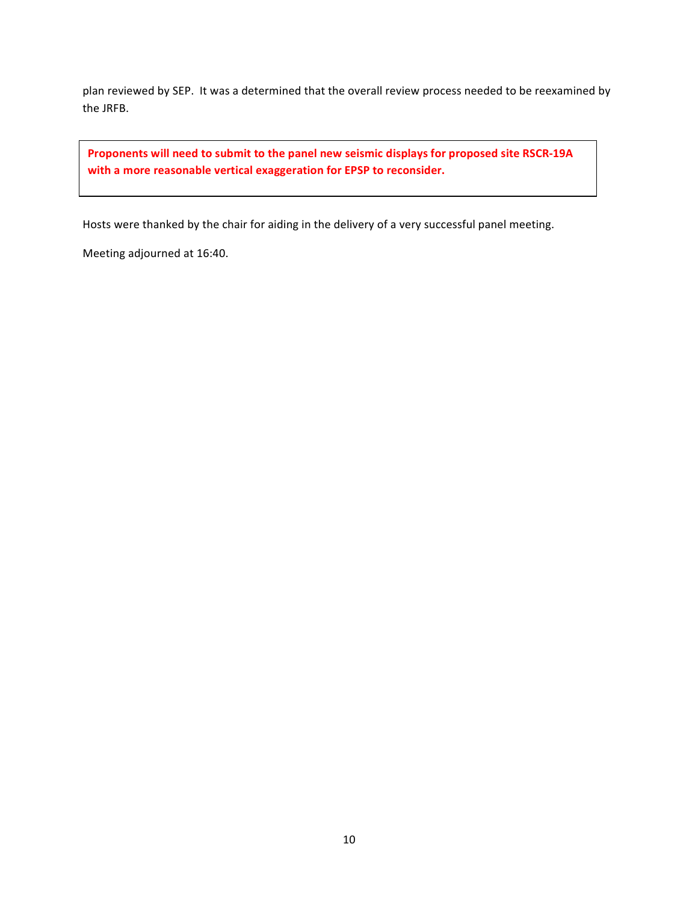plan reviewed by SEP. It was a determined that the overall review process needed to be reexamined by the JRFB.

**Proponents will need to submit to the panel new seismic displays for proposed site RSCR-19A with a more reasonable vertical exaggeration for EPSP to reconsider.**

Hosts were thanked by the chair for aiding in the delivery of a very successful panel meeting.

Meeting adjourned at 16:40.